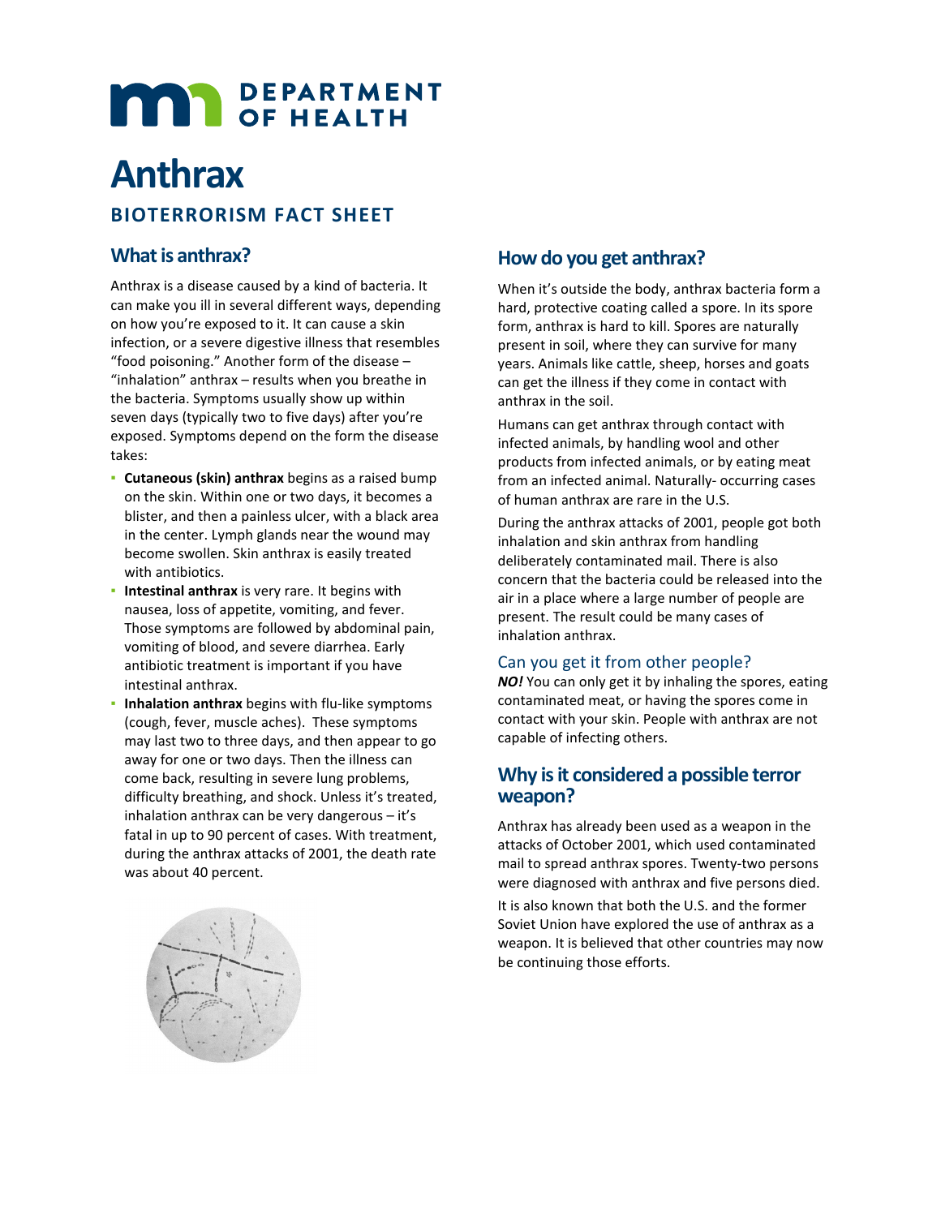DEPARTMENT OF HEALTH

# Anthrax

## BIOTERRORISM FACT SHEET

## What is anthrax?

Anthrax is a disease caused by a kind of bacteria. It can make you ill in several different ways, depending on how you're exposed to it. It can cause a skin infection, or a severe digestive illness that resembles "food poisoning." Another form of the disease – "inhalation" anthrax – results when you breathe in the bacteria. Symptoms usually show up within seven days (typically two to five days) after you're exposed. Symptoms depend on the form the disease takes:

- **Cutaneous (skin) anthrax** begins as a raised bump on the skin. Within one or two days, it becomes a blister, and then a painless ulcer, with a black area in the center. Lymph glands near the wound may become swollen. Skin anthrax is easily treated with antibiotics.
- **Intestinal anthrax** is very rare. It begins with nausea, loss of appetite, vomiting, and fever. Those symptoms are followed by abdominal pain, vomiting of blood, and severe diarrhea. Early antibiotic treatment is important if you have intestinal anthrax.
- **Inhalation anthrax** begins with flu-like symptoms (cough, fever, muscle aches). These symptoms may last two to three days, and then appear to go away for one or two days. Then the illness can come back, resulting in severe lung problems, difficulty breathing, and shock. Unless it's treated, inhalation anthrax can be very dangerous – it's fatal in up to 90 percent of cases. With treatment, during the anthrax attacks of 2001, the death rate was about 40 percent.

## How do you get anthrax?

When it's outside the body, anthrax bacteria form a hard, protective coating called a spore. In its spore form, anthrax is hard to kill. Spores are naturally present in soil, where they can survive for many years. Animals like cattle, sheep, horses and goats can get the illness if they come in contact with anthrax in the soil.

Humans can get anthrax through contact with infected animals, by handling wool and other products from infected animals, or by eating meat from an infected animal. Naturally- occurring cases of human anthrax are rare in the U.S.

During the anthrax attacks of 2001, people got both inhalation and skin anthrax from handling deliberately contaminated mail. There is also concern that the bacteria could be released into the air in a place where a large number of people are present. The result could be many cases of inhalation anthrax.

### Can you get it from other people?

***NO!*** You can only get it by inhaling the spores, eating contaminated meat, or having the spores come in contact with your skin. People with anthrax are not capable of infecting others.

## Why is it considered a possible terror weapon?

Anthrax has already been used as a weapon in the attacks of October 2001, which used contaminated mail to spread anthrax spores. Twenty-two persons were diagnosed with anthrax and five persons died.

It is also known that both the U.S. and the former Soviet Union have explored the use of anthrax as a weapon. It is believed that other countries may now be continuing those efforts.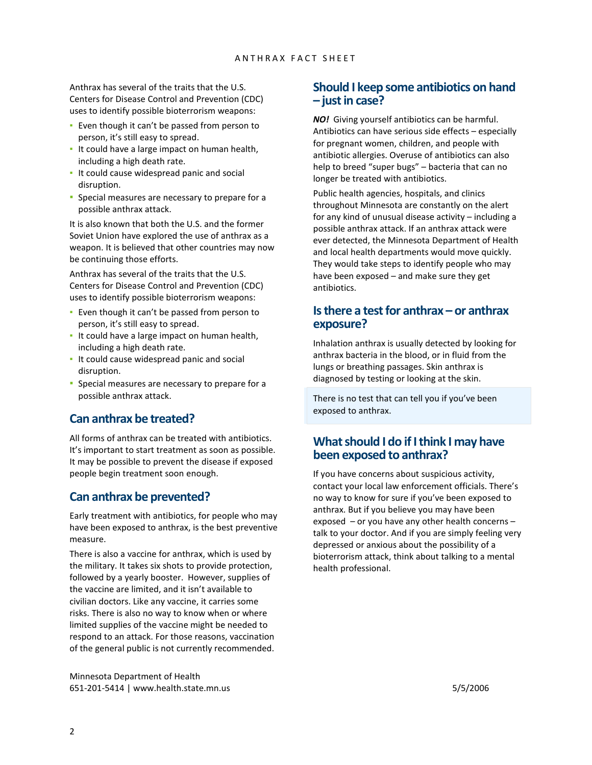Anthrax has several of the traits that the U.S. Centers for Disease Control and Prevention (CDC) uses to identify possible bioterrorism weapons:

- Even though it can't be passed from person to person, it's still easy to spread.
- It could have a large impact on human health, including a high death rate.
- It could cause widespread panic and social disruption.
- Special measures are necessary to prepare for a possible anthrax attack.

It is also known that both the U.S. and the former Soviet Union have explored the use of anthrax as a weapon. It is believed that other countries may now be continuing those efforts.

Anthrax has several of the traits that the U.S. Centers for Disease Control and Prevention (CDC) uses to identify possible bioterrorism weapons:

- Even though it can't be passed from person to person, it's still easy to spread.
- It could have a large impact on human health, including a high death rate.
- It could cause widespread panic and social disruption.
- Special measures are necessary to prepare for a possible anthrax attack.

## Can anthrax be treated?

All forms of anthrax can be treated with antibiotics. It's important to start treatment as soon as possible. It may be possible to prevent the disease if exposed people begin treatment soon enough.

## Can anthrax be prevented?

Early treatment with antibiotics, for people who may have been exposed to anthrax, is the best preventive measure.

There is also a vaccine for anthrax, which is used by the military. It takes six shots to provide protection, followed by a yearly booster. However, supplies of the vaccine are limited, and it isn't available to civilian doctors. Like any vaccine, it carries some risks. There is also no way to know when or where limited supplies of the vaccine might be needed to respond to an attack. For those reasons, vaccination of the general public is not currently recommended.

## Should I keep some antibiotics on hand – just in case?

***NO!*** Giving yourself antibiotics can be harmful. Antibiotics can have serious side effects – especially for pregnant women, children, and people with antibiotic allergies. Overuse of antibiotics can also help to breed "super bugs" – bacteria that can no longer be treated with antibiotics.

Public health agencies, hospitals, and clinics throughout Minnesota are constantly on the alert for any kind of unusual disease activity – including a possible anthrax attack. If an anthrax attack were ever detected, the Minnesota Department of Health and local health departments would move quickly. They would take steps to identify people who may have been exposed – and make sure they get antibiotics.

## Is there a test for anthrax – or anthrax exposure?

Inhalation anthrax is usually detected by looking for anthrax bacteria in the blood, or in fluid from the lungs or breathing passages. Skin anthrax is diagnosed by testing or looking at the skin.

There is no test that can tell you if you've been exposed to anthrax.

## What should I do if I think I may have been exposed to anthrax?

If you have concerns about suspicious activity, contact your local law enforcement officials. There's no way to know for sure if you've been exposed to anthrax. But if you believe you may have been exposed – or you have any other health concerns – talk to your doctor. And if you are simply feeling very depressed or anxious about the possibility of a bioterrorism attack, think about talking to a mental health professional.

Minnesota Department of Health
651-201-5414 | www.health.state.mn.us

5/5/2006